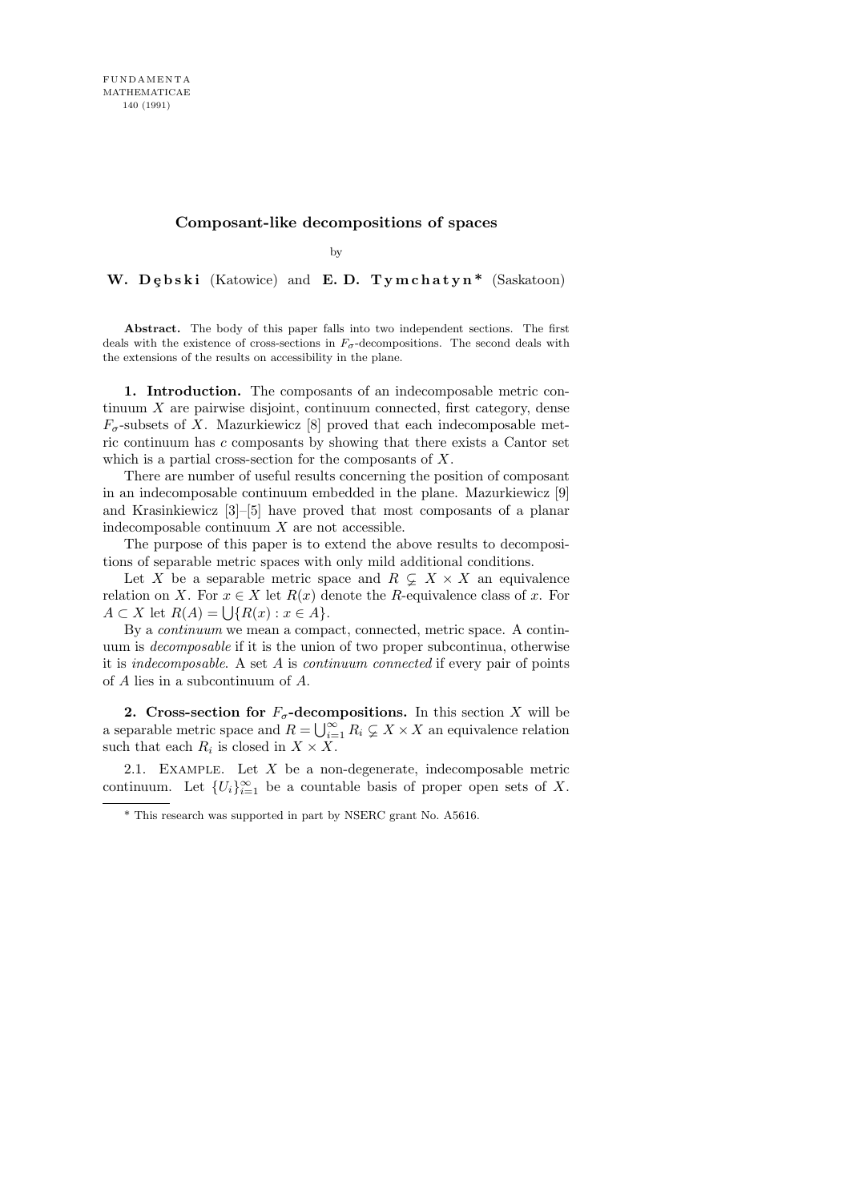FUNDAMENTA MATHEMATICAE 140 (1991)

# Composant-like decompositions of spaces

by

**W. Dębski** (Katowice) and **E. D. Tymchatyn*** (Saskatoon)

**Abstract.** The body of this paper falls into two independent sections. The first deals with the existence of cross-sections in $F_\sigma$-decompositions. The second deals with the extensions of the results on accessibility in the plane.

**1. Introduction.** The composants of an indecomposable metric continuum $X$ are pairwise disjoint, continuum connected, first category, dense $F_\sigma$-subsets of $X$. Mazurkiewicz [8] proved that each indecomposable metric continuum has $c$ composants by showing that there exists a Cantor set which is a partial cross-section for the composants of $X$.

There are number of useful results concerning the position of composant in an indecomposable continuum embedded in the plane. Mazurkiewicz [9] and Krasinkiewicz [3]–[5] have proved that most composants of a planar indecomposable continuum $X$ are not accessible.

The purpose of this paper is to extend the above results to decompositions of separable metric spaces with only mild additional conditions.

Let $X$ be a separable metric space and $R \subsetneq X \times X$ an equivalence relation on $X$. For $x \in X$ let $R(x)$ denote the $R$-equivalence class of $x$. For $A \subset X$ let $R(A) = \bigcup\{R(x) : x \in A\}$.

By a *continuum* we mean a compact, connected, metric space. A continuum is *decomposable* if it is the union of two proper subcontinua, otherwise it is *indecomposable*. A set $A$ is *continuum connected* if every pair of points of $A$ lies in a subcontinuum of $A$.

**2. Cross-section for $F_\sigma$-decompositions.** In this section $X$ will be a separable metric space and $R = \bigcup_{i=1}^{\infty} R_i \subsetneq X \times X$ an equivalence relation such that each $R_i$ is closed in $X \times X$.

2.1. Example. Let $X$ be a non-degenerate, indecomposable metric continuum. Let $\{U_i\}_{i=1}^{\infty}$ be a countable basis of proper open sets of $X$.

---

* This research was supported in part by NSERC grant No. A5616.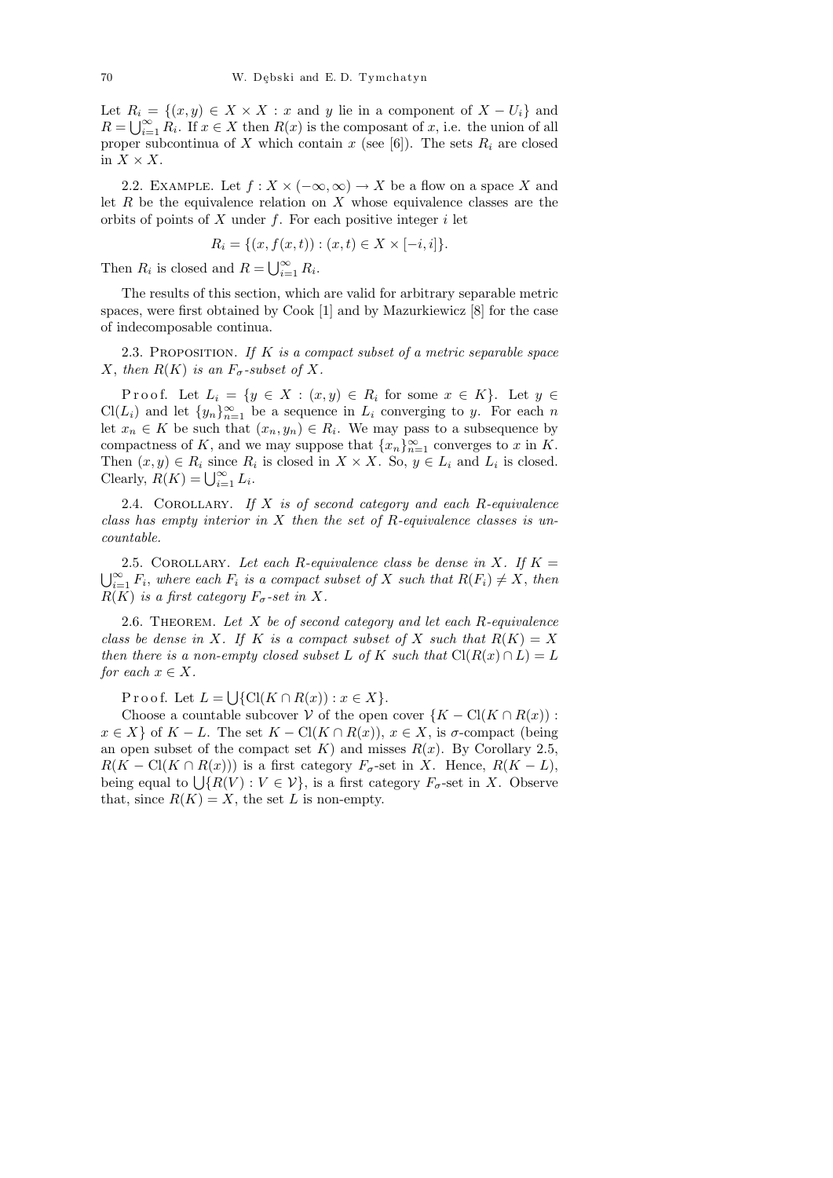Let $R_i = \{(x, y) \in X \times X : x$ and $y$ lie in a component of $X - U_i\}$ and $R = \bigcup_{i=1}^{\infty} R_i$. If $x \in X$ then $R(x)$ is the composant of $x$, i.e. the union of all proper subcontinua of $X$ which contain $x$ (see [6]). The sets $R_i$ are closed in $X \times X$.

2.2. Example. Let $f : X \times (-\infty, \infty) \to X$ be a flow on a space $X$ and let $R$ be the equivalence relation on $X$ whose equivalence classes are the orbits of points of $X$ under $f$. For each positive integer $i$ let

$$R_i = \{(x, f(x, t)) : (x, t) \in X \times [-i, i]\}.$$

Then $R_i$ is closed and $R = \bigcup_{i=1}^{\infty} R_i$.

The results of this section, which are valid for arbitrary separable metric spaces, were first obtained by Cook [1] and by Mazurkiewicz [8] for the case of indecomposable continua.

2.3. Proposition. *If $K$ is a compact subset of a metric separable space $X$, then $R(K)$ is an $F_\sigma$-subset of $X$.*

Proof. Let $L_i = \{y \in X : (x, y) \in R_i$ for some $x \in K\}$. Let $y \in \mathrm{Cl}(L_i)$ and let $\{y_n\}_{n=1}^{\infty}$ be a sequence in $L_i$ converging to $y$. For each $n$ let $x_n \in K$ be such that $(x_n, y_n) \in R_i$. We may pass to a subsequence by compactness of $K$, and we may suppose that $\{x_n\}_{n=1}^{\infty}$ converges to $x$ in $K$. Then $(x, y) \in R_i$ since $R_i$ is closed in $X \times X$. So, $y \in L_i$ and $L_i$ is closed. Clearly, $R(K) = \bigcup_{i=1}^{\infty} L_i$.

2.4. Corollary. *If $X$ is of second category and each $R$-equivalence class has empty interior in $X$ then the set of $R$-equivalence classes is uncountable.*

2.5. Corollary. *Let each $R$-equivalence class be dense in $X$. If $K = \bigcup_{i=1}^{\infty} F_i$, where each $F_i$ is a compact subset of $X$ such that $R(F_i) \neq X$, then $R(K)$ is a first category $F_\sigma$-set in $X$.*

2.6. Theorem. *Let $X$ be of second category and let each $R$-equivalence class be dense in $X$. If $K$ is a compact subset of $X$ such that $R(K) = X$ then there is a non-empty closed subset $L$ of $K$ such that $\mathrm{Cl}(R(x) \cap L) = L$ for each $x \in X$.*

Proof. Let $L = \bigcup\{\mathrm{Cl}(K \cap R(x)) : x \in X\}$.

Choose a countable subcover $\mathcal{V}$ of the open cover $\{K - \mathrm{Cl}(K \cap R(x)) : x \in X\}$ of $K - L$. The set $K - \mathrm{Cl}(K \cap R(x))$, $x \in X$, is $\sigma$-compact (being an open subset of the compact set $K$) and misses $R(x)$. By Corollary 2.5, $R(K - \mathrm{Cl}(K \cap R(x)))$ is a first category $F_\sigma$-set in $X$. Hence, $R(K - L)$, being equal to $\bigcup\{R(V) : V \in \mathcal{V}\}$, is a first category $F_\sigma$-set in $X$. Observe that, since $R(K) = X$, the set $L$ is non-empty.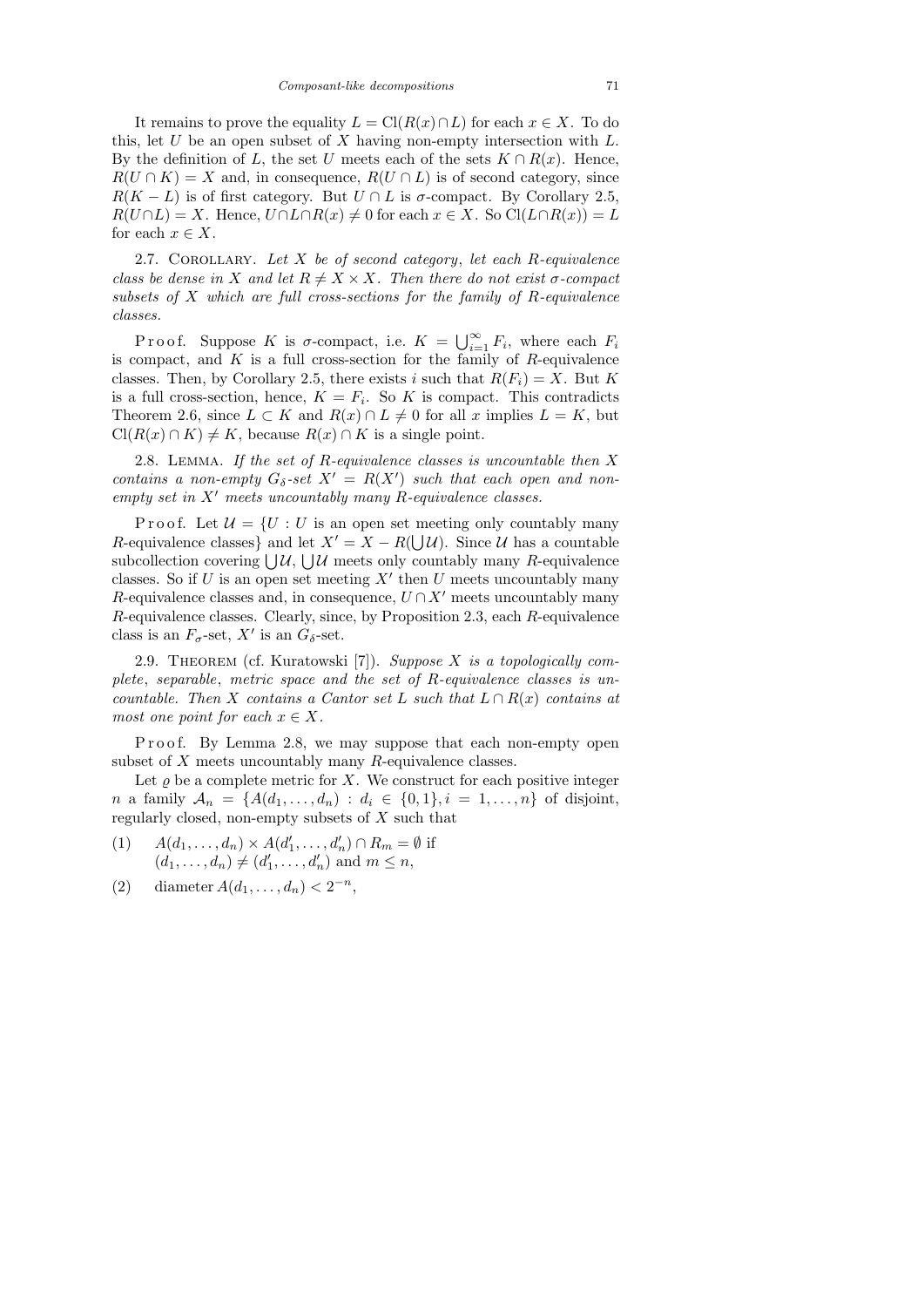It remains to prove the equality $L = \mathrm{Cl}(R(x) \cap L)$ for each $x \in X$. To do this, let $U$ be an open subset of $X$ having non-empty intersection with $L$. By the definition of $L$, the set $U$ meets each of the sets $K \cap R(x)$. Hence, $R(U \cap K) = X$ and, in consequence, $R(U \cap L)$ is of second category, since $R(K - L)$ is of first category. But $U \cap L$ is $\sigma$-compact. By Corollary 2.5, $R(U \cap L) = X$. Hence, $U \cap L \cap R(x) \neq 0$ for each $x \in X$. So $\mathrm{Cl}(L \cap R(x)) = L$ for each $x \in X$.

2.7. Corollary. *Let $X$ be of second category, let each $R$-equivalence class be dense in $X$ and let $R \neq X \times X$. Then there do not exist $\sigma$-compact subsets of $X$ which are full cross-sections for the family of $R$-equivalence classes.*

Proof. Suppose $K$ is $\sigma$-compact, i.e. $K = \bigcup_{i=1}^{\infty} F_i$, where each $F_i$ is compact, and $K$ is a full cross-section for the family of $R$-equivalence classes. Then, by Corollary 2.5, there exists $i$ such that $R(F_i) = X$. But $K$ is a full cross-section, hence, $K = F_i$. So $K$ is compact. This contradicts Theorem 2.6, since $L \subset K$ and $R(x) \cap L \neq 0$ for all $x$ implies $L = K$, but $\mathrm{Cl}(R(x) \cap K) \neq K$, because $R(x) \cap K$ is a single point.

2.8. Lemma. *If the set of $R$-equivalence classes is uncountable then $X$ contains a non-empty $G_\delta$-set $X' = R(X')$ such that each open and non-empty set in $X'$ meets uncountably many $R$-equivalence classes.*

Proof. Let $\mathcal{U} = \{U : U$ is an open set meeting only countably many $R$-equivalence classes$\}$ and let $X' = X - R(\bigcup \mathcal{U})$. Since $\mathcal{U}$ has a countable subcollection covering $\bigcup \mathcal{U}$, $\bigcup \mathcal{U}$ meets only countably many $R$-equivalence classes. So if $U$ is an open set meeting $X'$ then $U$ meets uncountably many $R$-equivalence classes and, in consequence, $U \cap X'$ meets uncountably many $R$-equivalence classes. Clearly, since, by Proposition 2.3, each $R$-equivalence class is an $F_\sigma$-set, $X'$ is an $G_\delta$-set.

2.9. Theorem (cf. Kuratowski [7]). *Suppose $X$ is a topologically complete, separable, metric space and the set of $R$-equivalence classes is uncountable. Then $X$ contains a Cantor set $L$ such that $L \cap R(x)$ contains at most one point for each $x \in X$.*

Proof. By Lemma 2.8, we may suppose that each non-empty open subset of $X$ meets uncountably many $R$-equivalence classes.

Let $\varrho$ be a complete metric for $X$. We construct for each positive integer $n$ a family $\mathcal{A}_n = \{A(d_1, \ldots, d_n) : d_i \in \{0,1\}, i = 1, \ldots, n\}$ of disjoint, regularly closed, non-empty subsets of $X$ such that

(1) $\quad A(d_1, \ldots, d_n) \times A(d'_1, \ldots, d'_n) \cap R_m = \emptyset$ if $(d_1, \ldots, d_n) \neq (d'_1, \ldots, d'_n)$ and $m \leq n$,

(2) $\quad \operatorname{diameter} A(d_1, \ldots, d_n) < 2^{-n}$,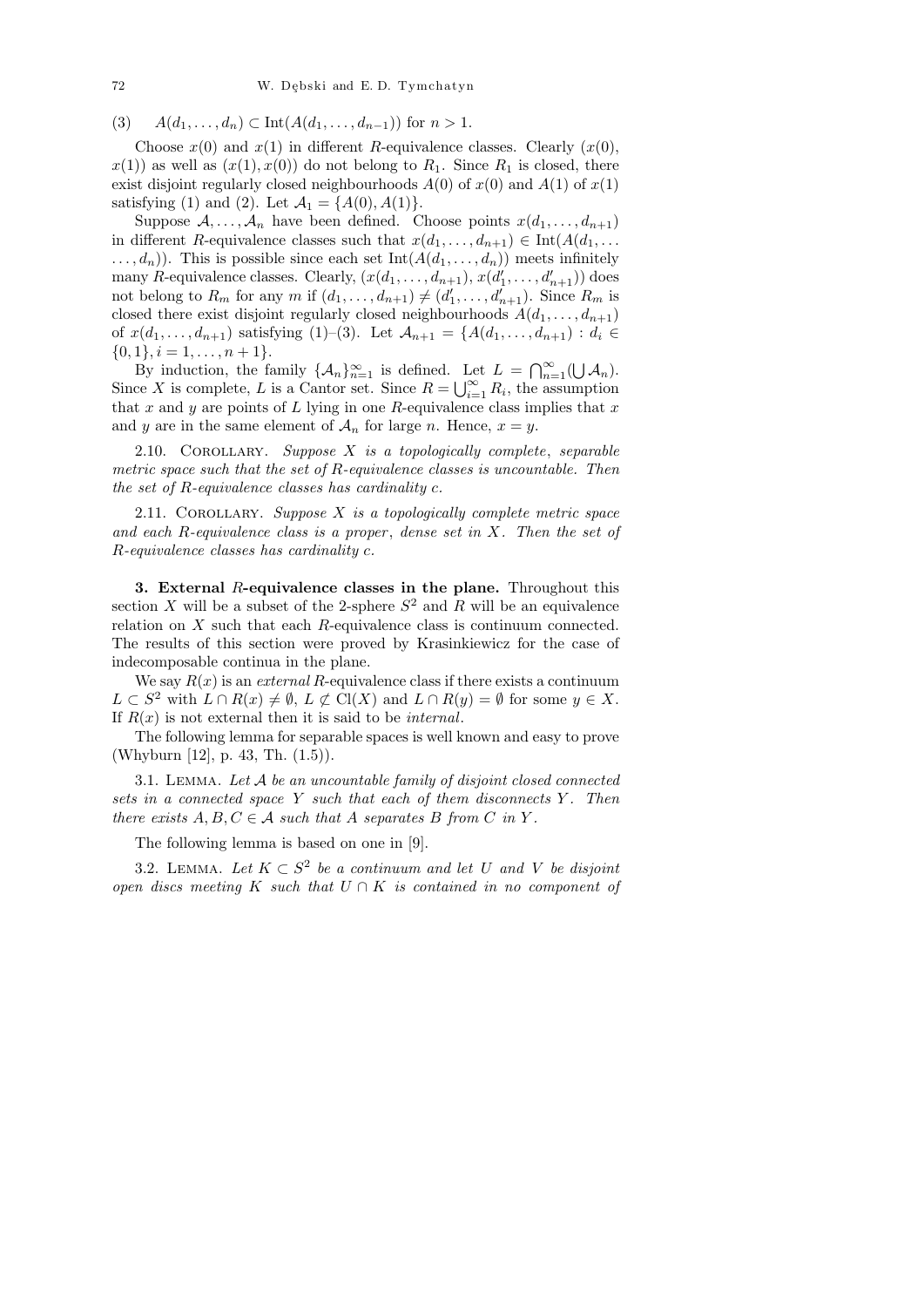(3) $\quad A(d_1, \ldots, d_n) \subset \operatorname{Int}(A(d_1, \ldots, d_{n-1}))$ for $n > 1$.

Choose $x(0)$ and $x(1)$ in different $R$-equivalence classes. Clearly $(x(0), x(1))$ as well as $(x(1), x(0))$ do not belong to $R_1$. Since $R_1$ is closed, there exist disjoint regularly closed neighbourhoods $A(0)$ of $x(0)$ and $A(1)$ of $x(1)$ satisfying (1) and (2). Let $\mathcal{A}_1 = \{A(0), A(1)\}$.

Suppose $\mathcal{A}, \ldots, \mathcal{A}_n$ have been defined. Choose points $x(d_1, \ldots, d_{n+1})$ in different $R$-equivalence classes such that $x(d_1, \ldots, d_{n+1}) \in \operatorname{Int}(A(d_1, \ldots, d_n))$. This is possible since each set $\operatorname{Int}(A(d_1, \ldots, d_n))$ meets infinitely many $R$-equivalence classes. Clearly, $(x(d_1, \ldots, d_{n+1}), x(d'_1, \ldots, d'_{n+1}))$ does not belong to $R_m$ for any $m$ if $(d_1, \ldots, d_{n+1}) \neq (d'_1, \ldots, d'_{n+1})$. Since $R_m$ is closed there exist disjoint regularly closed neighbourhoods $A(d_1, \ldots, d_{n+1})$ of $x(d_1, \ldots, d_{n+1})$ satisfying (1)–(3). Let $\mathcal{A}_{n+1} = \{A(d_1, \ldots, d_{n+1}) : d_i \in \{0, 1\}, i = 1, \ldots, n+1\}$.

By induction, the family $\{\mathcal{A}_n\}_{n=1}^{\infty}$ is defined. Let $L = \bigcap_{n=1}^{\infty}(\bigcup \mathcal{A}_n)$. Since $X$ is complete, $L$ is a Cantor set. Since $R = \bigcup_{i=1}^{\infty} R_i$, the assumption that $x$ and $y$ are points of $L$ lying in one $R$-equivalence class implies that $x$ and $y$ are in the same element of $\mathcal{A}_n$ for large $n$. Hence, $x = y$.

2.10. Corollary. *Suppose $X$ is a topologically complete, separable metric space such that the set of $R$-equivalence classes is uncountable. Then the set of $R$-equivalence classes has cardinality $c$.*

2.11. Corollary. *Suppose $X$ is a topologically complete metric space and each $R$-equivalence class is a proper, dense set in $X$. Then the set of $R$-equivalence classes has cardinality $c$.*

## 3. External $R$-equivalence classes in the plane.

Throughout this section $X$ will be a subset of the 2-sphere $S^2$ and $R$ will be an equivalence relation on $X$ such that each $R$-equivalence class is continuum connected. The results of this section were proved by Krasinkiewicz for the case of indecomposable continua in the plane.

We say $R(x)$ is an *external* $R$-equivalence class if there exists a continuum $L \subset S^2$ with $L \cap R(x) \neq \emptyset$, $L \not\subset \operatorname{Cl}(X)$ and $L \cap R(y) = \emptyset$ for some $y \in X$. If $R(x)$ is not external then it is said to be *internal*.

The following lemma for separable spaces is well known and easy to prove (Whyburn [12], p. 43, Th. (1.5)).

3.1. Lemma. *Let $\mathcal{A}$ be an uncountable family of disjoint closed connected sets in a connected space $Y$ such that each of them disconnects $Y$. Then there exists $A, B, C \in \mathcal{A}$ such that $A$ separates $B$ from $C$ in $Y$.*

The following lemma is based on one in [9].

3.2. Lemma. *Let $K \subset S^2$ be a continuum and let $U$ and $V$ be disjoint open discs meeting $K$ such that $U \cap K$ is contained in no component of*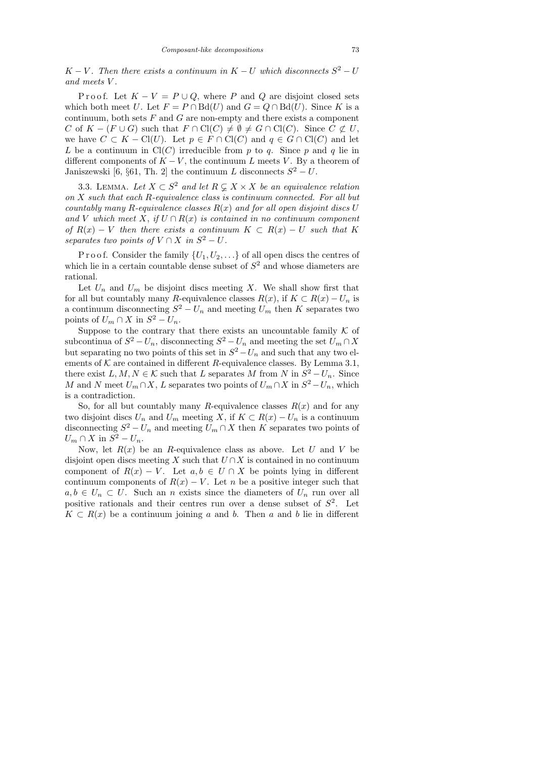*$K - V$. Then there exists a continuum in $K - U$ which disconnects $S^2 - U$ and meets $V$.*

Proof. Let $K - V = P \cup Q$, where $P$ and $Q$ are disjoint closed sets which both meet $U$. Let $F = P \cap \mathrm{Bd}(U)$ and $G = Q \cap \mathrm{Bd}(U)$. Since $K$ is a continuum, both sets $F$ and $G$ are non-empty and there exists a component $C$ of $K - (F \cup G)$ such that $F \cap \mathrm{Cl}(C) \neq \emptyset \neq G \cap \mathrm{Cl}(C)$. Since $C \not\subset U$, we have $C \subset K - \mathrm{Cl}(U)$. Let $p \in F \cap \mathrm{Cl}(C)$ and $q \in G \cap \mathrm{Cl}(C)$ and let $L$ be a continuum in $\mathrm{Cl}(C)$ irreducible from $p$ to $q$. Since $p$ and $q$ lie in different components of $K - V$, the continuum $L$ meets $V$. By a theorem of Janiszewski [6, §61, Th. 2] the continuum $L$ disconnects $S^2 - U$.

3.3. Lemma. *Let $X \subset S^2$ and let $R \subsetneq X \times X$ be an equivalence relation on $X$ such that each $R$-equivalence class is continuum connected. For all but countably many $R$-equivalence classes $R(x)$ and for all open disjoint discs $U$ and $V$ which meet $X$, if $U \cap R(x)$ is contained in no continuum component of $R(x) - V$ then there exists a continuum $K \subset R(x) - U$ such that $K$ separates two points of $V \cap X$ in $S^2 - U$.*

Proof. Consider the family $\{U_1, U_2, \ldots\}$ of all open discs the centres of which lie in a certain countable dense subset of $S^2$ and whose diameters are rational.

Let $U_n$ and $U_m$ be disjoint discs meeting $X$. We shall show first that for all but countably many $R$-equivalence classes $R(x)$, if $K \subset R(x) - U_n$ is a continuum disconnecting $S^2 - U_n$ and meeting $U_m$ then $K$ separates two points of $U_m \cap X$ in $S^2 - U_n$.

Suppose to the contrary that there exists an uncountable family $\mathcal{K}$ of subcontinua of $S^2 - U_n$, disconnecting $S^2 - U_n$ and meeting the set $U_m \cap X$ but separating no two points of this set in $S^2 - U_n$ and such that any two elements of $\mathcal{K}$ are contained in different $R$-equivalence classes. By Lemma 3.1, there exist $L, M, N \in \mathcal{K}$ such that $L$ separates $M$ from $N$ in $S^2 - U_n$. Since $M$ and $N$ meet $U_m \cap X$, $L$ separates two points of $U_m \cap X$ in $S^2 - U_n$, which is a contradiction.

So, for all but countably many $R$-equivalence classes $R(x)$ and for any two disjoint discs $U_n$ and $U_m$ meeting $X$, if $K \subset R(x) - U_n$ is a continuum disconnecting $S^2 - U_n$ and meeting $U_m \cap X$ then $K$ separates two points of $U_m \cap X$ in $S^2 - U_n$.

Now, let $R(x)$ be an $R$-equivalence class as above. Let $U$ and $V$ be disjoint open discs meeting $X$ such that $U \cap X$ is contained in no continuum component of $R(x) - V$. Let $a, b \in U \cap X$ be points lying in different continuum components of $R(x) - V$. Let $n$ be a positive integer such that $a, b \in U_n \subset U$. Such an $n$ exists since the diameters of $U_n$ run over all positive rationals and their centres run over a dense subset of $S^2$. Let $K \subset R(x)$ be a continuum joining $a$ and $b$. Then $a$ and $b$ lie in different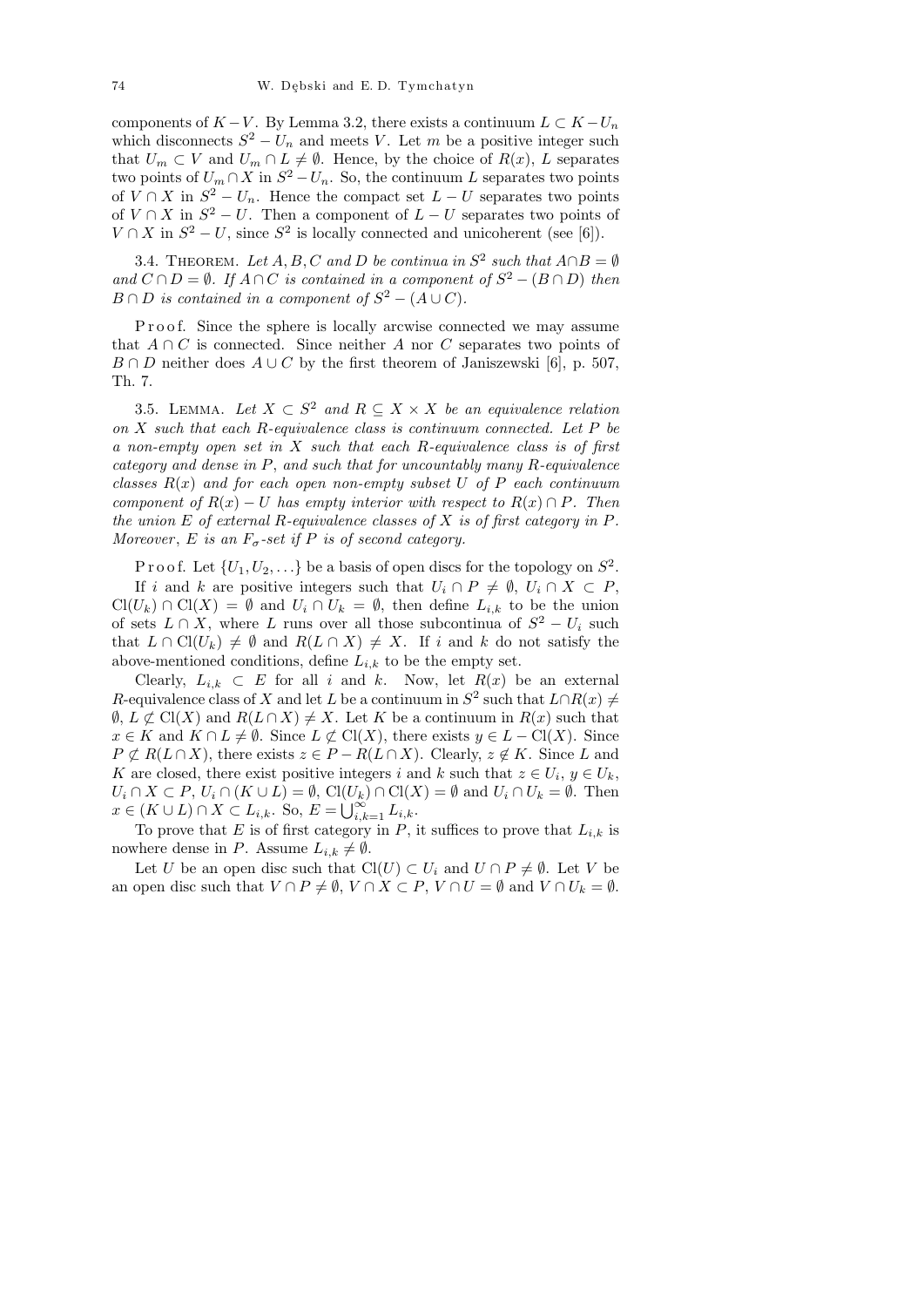components of $K-V$. By Lemma 3.2, there exists a continuum $L \subset K - U_n$ which disconnects $S^2 - U_n$ and meets $V$. Let $m$ be a positive integer such that $U_m \subset V$ and $U_m \cap L \neq \emptyset$. Hence, by the choice of $R(x)$, $L$ separates two points of $U_m \cap X$ in $S^2 - U_n$. So, the continuum $L$ separates two points of $V \cap X$ in $S^2 - U_n$. Hence the compact set $L - U$ separates two points of $V \cap X$ in $S^2 - U$. Then a component of $L - U$ separates two points of $V \cap X$ in $S^2 - U$, since $S^2$ is locally connected and unicoherent (see [6]).

3.4. Theorem. *Let $A, B, C$ and $D$ be continua in $S^2$ such that $A \cap B = \emptyset$ and $C \cap D = \emptyset$. If $A \cap C$ is contained in a component of $S^2 - (B \cap D)$ then $B \cap D$ is contained in a component of $S^2 - (A \cup C)$.*

Proof. Since the sphere is locally arcwise connected we may assume that $A \cap C$ is connected. Since neither $A$ nor $C$ separates two points of $B \cap D$ neither does $A \cup C$ by the first theorem of Janiszewski [6], p. 507, Th. 7.

3.5. Lemma. *Let $X \subset S^2$ and $R \subseteq X \times X$ be an equivalence relation on $X$ such that each $R$-equivalence class is continuum connected. Let $P$ be a non-empty open set in $X$ such that each $R$-equivalence class is of first category and dense in $P$, and such that for uncountably many $R$-equivalence classes $R(x)$ and for each open non-empty subset $U$ of $P$ each continuum component of $R(x) - U$ has empty interior with respect to $R(x) \cap P$. Then the union $E$ of external $R$-equivalence classes of $X$ is of first category in $P$. Moreover, $E$ is an $F_\sigma$-set if $P$ is of second category.*

Proof. Let $\{U_1, U_2, \ldots\}$ be a basis of open discs for the topology on $S^2$.

If $i$ and $k$ are positive integers such that $U_i \cap P \neq \emptyset$, $U_i \cap X \subset P$, $\mathrm{Cl}(U_k) \cap \mathrm{Cl}(X) = \emptyset$ and $U_i \cap U_k = \emptyset$, then define $L_{i,k}$ to be the union of sets $L \cap X$, where $L$ runs over all those subcontinua of $S^2 - U_i$ such that $L \cap \mathrm{Cl}(U_k) \neq \emptyset$ and $R(L \cap X) \neq X$. If $i$ and $k$ do not satisfy the above-mentioned conditions, define $L_{i,k}$ to be the empty set.

Clearly, $L_{i,k} \subset E$ for all $i$ and $k$. Now, let $R(x)$ be an external $R$-equivalence class of $X$ and let $L$ be a continuum in $S^2$ such that $L \cap R(x) \neq \emptyset$, $L \not\subset \mathrm{Cl}(X)$ and $R(L \cap X) \neq X$. Let $K$ be a continuum in $R(x)$ such that $x \in K$ and $K \cap L \neq \emptyset$. Since $L \not\subset \mathrm{Cl}(X)$, there exists $y \in L - \mathrm{Cl}(X)$. Since $P \not\subset R(L \cap X)$, there exists $z \in P - R(L \cap X)$. Clearly, $z \notin K$. Since $L$ and $K$ are closed, there exist positive integers $i$ and $k$ such that $z \in U_i$, $y \in U_k$, $U_i \cap X \subset P$, $U_i \cap (K \cup L) = \emptyset$, $\mathrm{Cl}(U_k) \cap \mathrm{Cl}(X) = \emptyset$ and $U_i \cap U_k = \emptyset$. Then $x \in (K \cup L) \cap X \subset L_{i,k}$. So, $E = \bigcup_{i,k=1}^{\infty} L_{i,k}$.

To prove that $E$ is of first category in $P$, it suffices to prove that $L_{i,k}$ is nowhere dense in $P$. Assume $L_{i,k} \neq \emptyset$.

Let $U$ be an open disc such that $\mathrm{Cl}(U) \subset U_i$ and $U \cap P \neq \emptyset$. Let $V$ be an open disc such that $V \cap P \neq \emptyset$, $V \cap X \subset P$, $V \cap U = \emptyset$ and $V \cap U_k = \emptyset$.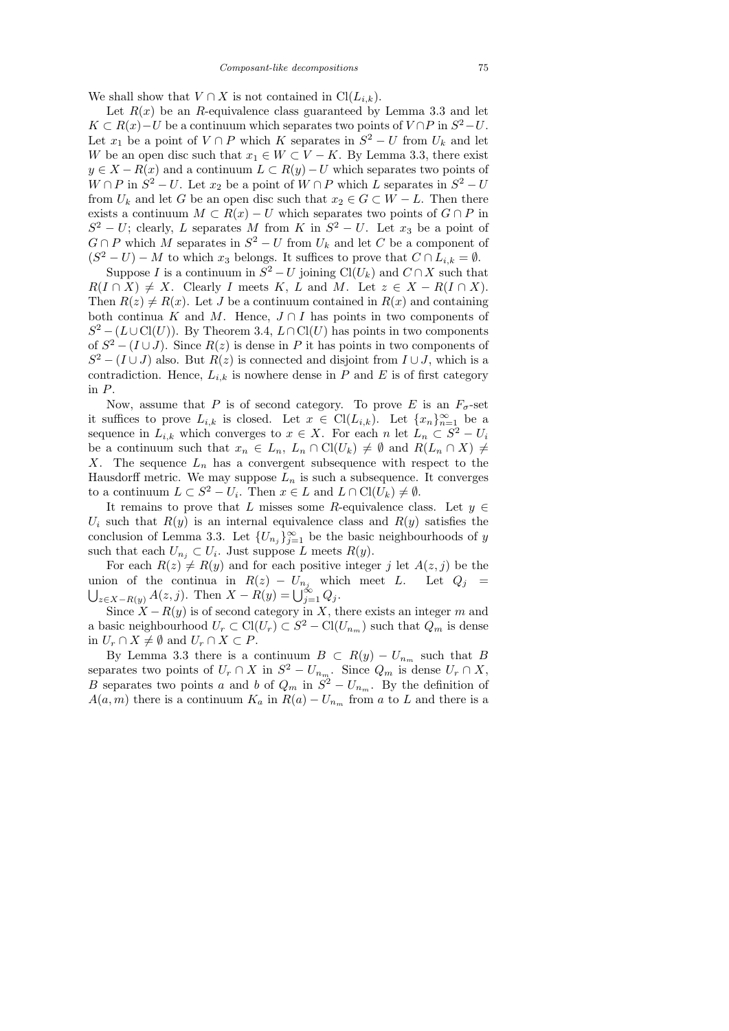We shall show that $V \cap X$ is not contained in $\mathrm{Cl}(L_{i,k})$.

Let $R(x)$ be an $R$-equivalence class guaranteed by Lemma 3.3 and let $K \subset R(x) - U$ be a continuum which separates two points of $V \cap P$ in $S^2 - U$. Let $x_1$ be a point of $V \cap P$ which $K$ separates in $S^2 - U$ from $U_k$ and let $W$ be an open disc such that $x_1 \in W \subset V - K$. By Lemma 3.3, there exist $y \in X - R(x)$ and a continuum $L \subset R(y) - U$ which separates two points of $W \cap P$ in $S^2 - U$. Let $x_2$ be a point of $W \cap P$ which $L$ separates in $S^2 - U$ from $U_k$ and let $G$ be an open disc such that $x_2 \in G \subset W - L$. Then there exists a continuum $M \subset R(x) - U$ which separates two points of $G \cap P$ in $S^2 - U$; clearly, $L$ separates $M$ from $K$ in $S^2 - U$. Let $x_3$ be a point of $G \cap P$ which $M$ separates in $S^2 - U$ from $U_k$ and let $C$ be a component of $(S^2 - U) - M$ to which $x_3$ belongs. It suffices to prove that $C \cap L_{i,k} = \emptyset$.

Suppose $I$ is a continuum in $S^2 - U$ joining $\mathrm{Cl}(U_k)$ and $C \cap X$ such that $R(I \cap X) \neq X$. Clearly $I$ meets $K$, $L$ and $M$. Let $z \in X - R(I \cap X)$. Then $R(z) \neq R(x)$. Let $J$ be a continuum contained in $R(x)$ and containing both continua $K$ and $M$. Hence, $J \cap I$ has points in two components of $S^2 - (L \cup \mathrm{Cl}(U))$. By Theorem 3.4, $L \cap \mathrm{Cl}(U)$ has points in two components of $S^2 - (I \cup J)$. Since $R(z)$ is dense in $P$ it has points in two components of $S^2 - (I \cup J)$ also. But $R(z)$ is connected and disjoint from $I \cup J$, which is a contradiction. Hence, $L_{i,k}$ is nowhere dense in $P$ and $E$ is of first category in $P$.

Now, assume that $P$ is of second category. To prove $E$ is an $F_\sigma$-set it suffices to prove $L_{i,k}$ is closed. Let $x \in \mathrm{Cl}(L_{i,k})$. Let $\{x_n\}_{n=1}^{\infty}$ be a sequence in $L_{i,k}$ which converges to $x \in X$. For each $n$ let $L_n \subset S^2 - U_i$ be a continuum such that $x_n \in L_n$, $L_n \cap \mathrm{Cl}(U_k) \neq \emptyset$ and $R(L_n \cap X) \neq X$. The sequence $L_n$ has a convergent subsequence with respect to the Hausdorff metric. We may suppose $L_n$ is such a subsequence. It converges to a continuum $L \subset S^2 - U_i$. Then $x \in L$ and $L \cap \mathrm{Cl}(U_k) \neq \emptyset$.

It remains to prove that $L$ misses some $R$-equivalence class. Let $y \in U_i$ such that $R(y)$ is an internal equivalence class and $R(y)$ satisfies the conclusion of Lemma 3.3. Let $\{U_{n_j}\}_{j=1}^{\infty}$ be the basic neighbourhoods of $y$ such that each $U_{n_j} \subset U_i$. Just suppose $L$ meets $R(y)$.

For each $R(z) \neq R(y)$ and for each positive integer $j$ let $A(z,j)$ be the union of the continua in $R(z) - U_{n_j}$ which meet $L$. Let $Q_j = \bigcup_{z \in X - R(y)} A(z,j)$. Then $X - R(y) = \bigcup_{j=1}^{\infty} Q_j$.

Since $X - R(y)$ is of second category in $X$, there exists an integer $m$ and a basic neighbourhood $U_r \subset \mathrm{Cl}(U_r) \subset S^2 - \mathrm{Cl}(U_{n_m})$ such that $Q_m$ is dense in $U_r \cap X \neq \emptyset$ and $U_r \cap X \subset P$.

By Lemma 3.3 there is a continuum $B \subset R(y) - U_{n_m}$ such that $B$ separates two points of $U_r \cap X$ in $S^2 - U_{n_m}$. Since $Q_m$ is dense $U_r \cap X$, $B$ separates two points $a$ and $b$ of $Q_m$ in $S^2 - U_{n_m}$. By the definition of $A(a,m)$ there is a continuum $K_a$ in $R(a) - U_{n_m}$ from $a$ to $L$ and there is a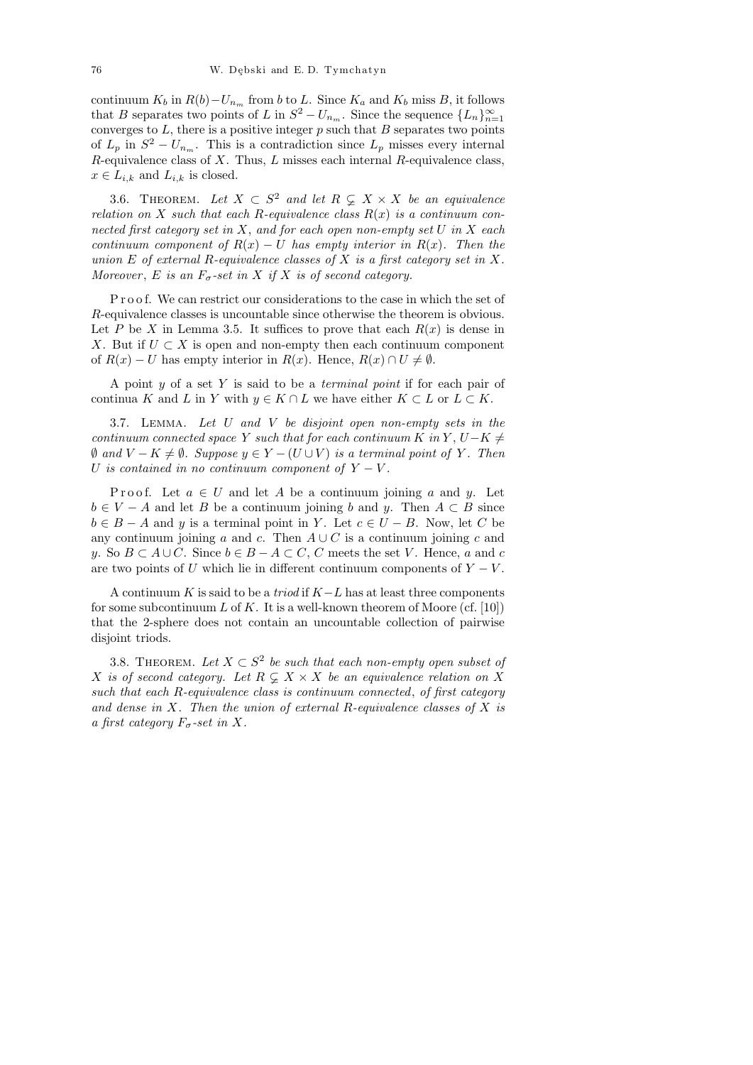continuum $K_b$ in $R(b)-U_{n_m}$ from $b$ to $L$. Since $K_a$ and $K_b$ miss $B$, it follows that $B$ separates two points of $L$ in $S^2-U_{n_m}$. Since the sequence $\{L_n\}_{n=1}^{\infty}$ converges to $L$, there is a positive integer $p$ such that $B$ separates two points of $L_p$ in $S^2-U_{n_m}$. This is a contradiction since $L_p$ misses every internal $R$-equivalence class of $X$. Thus, $L$ misses each internal $R$-equivalence class, $x \in L_{i,k}$ and $L_{i,k}$ is closed.

3.6. THEOREM. *Let $X \subset S^2$ and let $R \subsetneq X \times X$ be an equivalence relation on $X$ such that each $R$-equivalence class $R(x)$ is a continuum connected first category set in $X$, and for each open non-empty set $U$ in $X$ each continuum component of $R(x)-U$ has empty interior in $R(x)$. Then the union $E$ of external $R$-equivalence classes of $X$ is a first category set in $X$. Moreover, $E$ is an $F_\sigma$-set in $X$ if $X$ is of second category.*

Proof. We can restrict our considerations to the case in which the set of $R$-equivalence classes is uncountable since otherwise the theorem is obvious. Let $P$ be $X$ in Lemma 3.5. It suffices to prove that each $R(x)$ is dense in $X$. But if $U \subset X$ is open and non-empty then each continuum component of $R(x)-U$ has empty interior in $R(x)$. Hence, $R(x) \cap U \neq \emptyset$.

A point $y$ of a set $Y$ is said to be a *terminal point* if for each pair of continua $K$ and $L$ in $Y$ with $y \in K \cap L$ we have either $K \subset L$ or $L \subset K$.

3.7. LEMMA. *Let $U$ and $V$ be disjoint open non-empty sets in the continuum connected space $Y$ such that for each continuum $K$ in $Y$, $U-K \neq \emptyset$ and $V-K \neq \emptyset$. Suppose $y \in Y-(U \cup V)$ is a terminal point of $Y$. Then $U$ is contained in no continuum component of $Y-V$.*

Proof. Let $a \in U$ and let $A$ be a continuum joining $a$ and $y$. Let $b \in V-A$ and let $B$ be a continuum joining $b$ and $y$. Then $A \subset B$ since $b \in B-A$ and $y$ is a terminal point in $Y$. Let $c \in U-B$. Now, let $C$ be any continuum joining $a$ and $c$. Then $A \cup C$ is a continuum joining $c$ and $y$. So $B \subset A \cup C$. Since $b \in B-A \subset C$, $C$ meets the set $V$. Hence, $a$ and $c$ are two points of $U$ which lie in different continuum components of $Y-V$.

A continuum $K$ is said to be a *triod* if $K-L$ has at least three components for some subcontinuum $L$ of $K$. It is a well-known theorem of Moore (cf. [10]) that the 2-sphere does not contain an uncountable collection of pairwise disjoint triods.

3.8. THEOREM. *Let $X \subset S^2$ be such that each non-empty open subset of $X$ is of second category. Let $R \subsetneq X \times X$ be an equivalence relation on $X$ such that each $R$-equivalence class is continuum connected, of first category and dense in $X$. Then the union of external $R$-equivalence classes of $X$ is a first category $F_\sigma$-set in $X$.*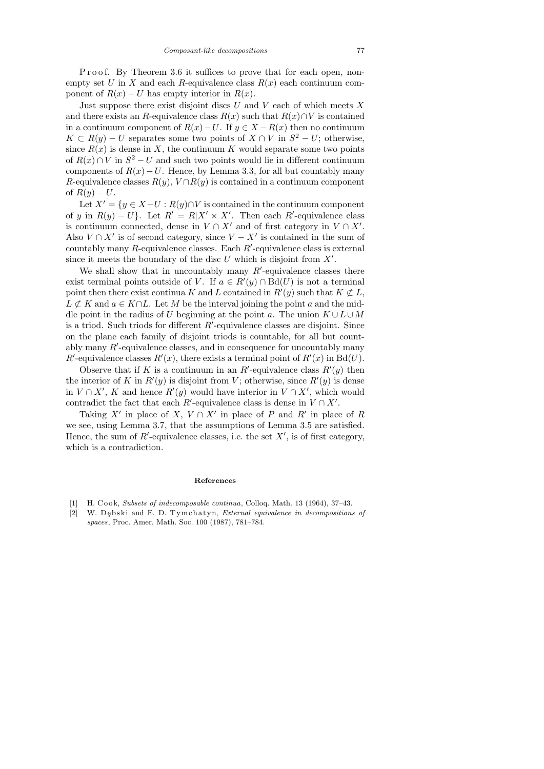Proof. By Theorem 3.6 it suffices to prove that for each open, nonempty set $U$ in $X$ and each $R$-equivalence class $R(x)$ each continuum component of $R(x) - U$ has empty interior in $R(x)$.

Just suppose there exist disjoint discs $U$ and $V$ each of which meets $X$ and there exists an $R$-equivalence class $R(x)$ such that $R(x) \cap V$ is contained in a continuum component of $R(x) - U$. If $y \in X - R(x)$ then no continuum $K \subset R(y) - U$ separates some two points of $X \cap V$ in $S^2 - U$; otherwise, since $R(x)$ is dense in $X$, the continuum $K$ would separate some two points of $R(x) \cap V$ in $S^2 - U$ and such two points would lie in different continuum components of $R(x) - U$. Hence, by Lemma 3.3, for all but countably many $R$-equivalence classes $R(y)$, $V \cap R(y)$ is contained in a continuum component of $R(y) - U$.

Let $X' = \{y \in X - U : R(y) \cap V$ is contained in the continuum component of $y$ in $R(y) - U\}$. Let $R' = R|X' \times X'$. Then each $R'$-equivalence class is continuum connected, dense in $V \cap X'$ and of first category in $V \cap X'$. Also $V \cap X'$ is of second category, since $V - X'$ is contained in the sum of countably many $R$-equivalence classes. Each $R'$-equivalence class is external since it meets the boundary of the disc $U$ which is disjoint from $X'$.

We shall show that in uncountably many $R'$-equivalence classes there exist terminal points outside of $V$. If $a \in R'(y) \cap \mathrm{Bd}(U)$ is not a terminal point then there exist continua $K$ and $L$ contained in $R'(y)$ such that $K \not\subset L$, $L \not\subset K$ and $a \in K \cap L$. Let $M$ be the interval joining the point $a$ and the middle point in the radius of $U$ beginning at the point $a$. The union $K \cup L \cup M$ is a triod. Such triods for different $R'$-equivalence classes are disjoint. Since on the plane each family of disjoint triods is countable, for all but countably many $R'$-equivalence classes, and in consequence for uncountably many $R'$-equivalence classes $R'(x)$, there exists a terminal point of $R'(x)$ in $\mathrm{Bd}(U)$.

Observe that if $K$ is a continuum in an $R'$-equivalence class $R'(y)$ then the interior of $K$ in $R'(y)$ is disjoint from $V$; otherwise, since $R'(y)$ is dense in $V \cap X'$, $K$ and hence $R'(y)$ would have interior in $V \cap X'$, which would contradict the fact that each $R'$-equivalence class is dense in $V \cap X'$.

Taking $X'$ in place of $X$, $V \cap X'$ in place of $P$ and $R'$ in place of $R$ we see, using Lemma 3.7, that the assumptions of Lemma 3.5 are satisfied. Hence, the sum of $R'$-equivalence classes, i.e. the set $X'$, is of first category, which is a contradiction.

## References

[1] H. Cook, *Subsets of indecomposable continua*, Colloq. Math. 13 (1964), 37–43.

[2] W. Dębski and E. D. Tymchatyn, *External equivalence in decompositions of spaces*, Proc. Amer. Math. Soc. 100 (1987), 781–784.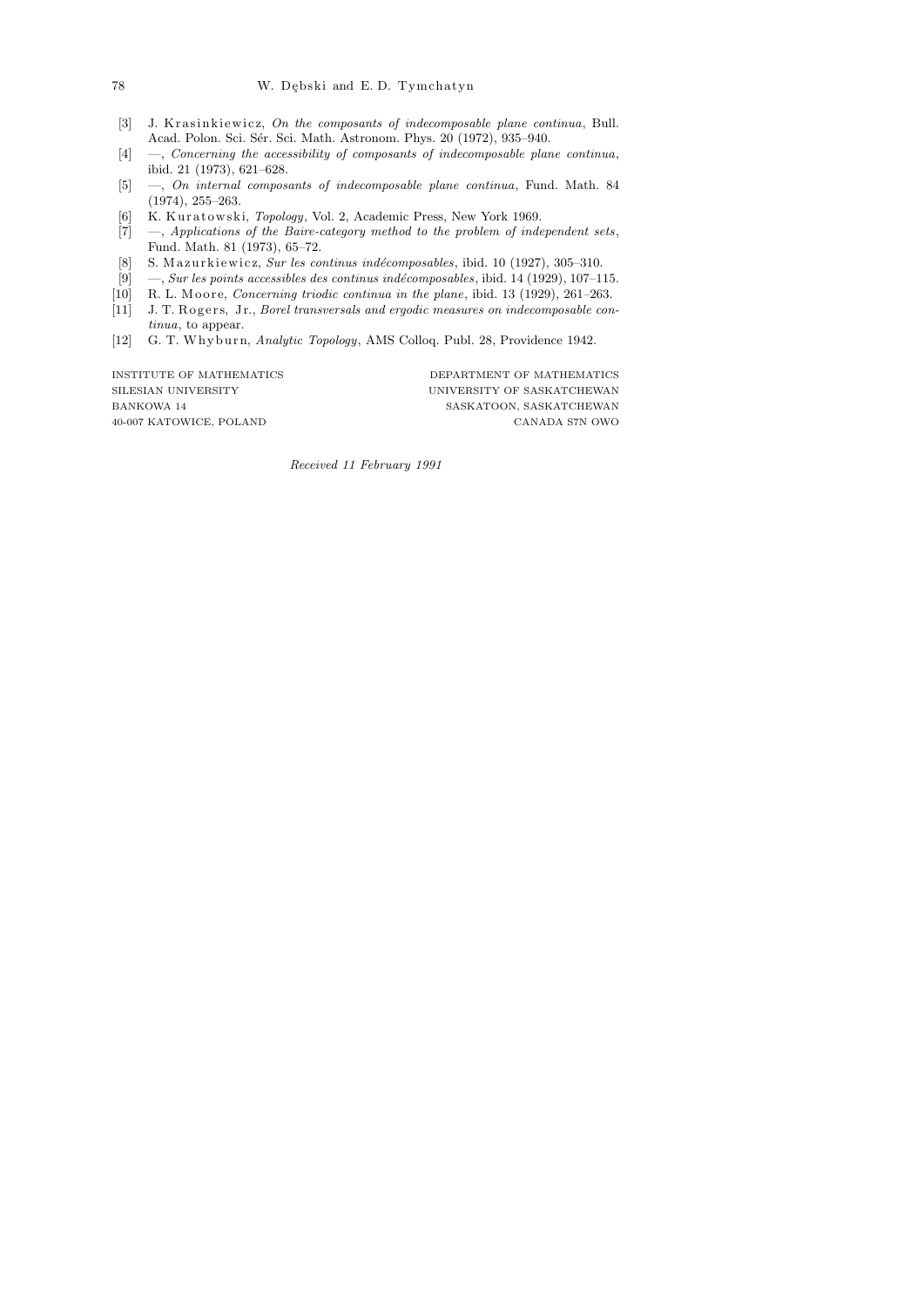[3] J. Krasinkiewicz, *On the composants of indecomposable plane continua*, Bull. Acad. Polon. Sci. Sér. Sci. Math. Astronom. Phys. 20 (1972), 935–940.

[4] —, *Concerning the accessibility of composants of indecomposable plane continua*, ibid. 21 (1973), 621–628.

[5] —, *On internal composants of indecomposable plane continua*, Fund. Math. 84 (1974), 255–263.

[6] K. Kuratowski, *Topology*, Vol. 2, Academic Press, New York 1969.

[7] —, *Applications of the Baire-category method to the problem of independent sets*, Fund. Math. 81 (1973), 65–72.

[8] S. Mazurkiewicz, *Sur les continus indécomposables*, ibid. 10 (1927), 305–310.

[9] —, *Sur les points accessibles des continus indécomposables*, ibid. 14 (1929), 107–115.

[10] R. L. Moore, *Concerning triodic continua in the plane*, ibid. 13 (1929), 261–263.

[11] J. T. Rogers, Jr., *Borel transversals and ergodic measures on indecomposable continua*, to appear.

[12] G. T. Whyburn, *Analytic Topology*, AMS Colloq. Publ. 28, Providence 1942.

INSTITUTE OF MATHEMATICS
SILESIAN UNIVERSITY
BANKOWA 14
40-007 KATOWICE, POLAND

DEPARTMENT OF MATHEMATICS
UNIVERSITY OF SASKATCHEWAN
SASKATOON, SASKATCHEWAN
CANADA S7N OWO

*Received 11 February 1991*